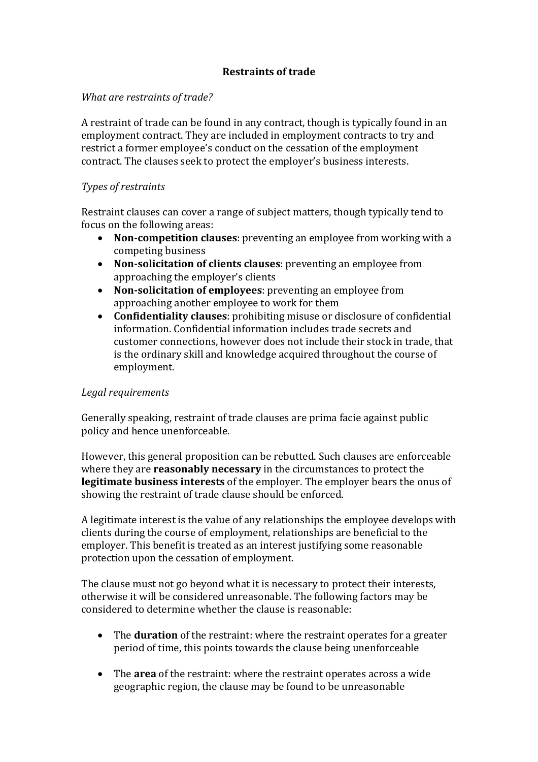# Restraints of trade

*What are restraints of trade?*

A restraint of trade can be found in any contract, though is typically found in an employment contract. They are included in employment contracts to try and restrict a former employee's conduct on the cessation of the employment contract. The clauses seek to protect the employer's business interests.

*Types of restraints*

Restraint clauses can cover a range of subject matters, though typically tend to focus on the following areas:

- **Non-competition clauses**: preventing an employee from working with a competing business
- **Non-solicitation of clients clauses**: preventing an employee from approaching the employer's clients
- **Non-solicitation of employees**: preventing an employee from approaching another employee to work for them
- **Confidentiality clauses**: prohibiting misuse or disclosure of confidential information. Confidential information includes trade secrets and customer connections, however does not include their stock in trade, that is the ordinary skill and knowledge acquired throughout the course of employment.

*Legal requirements*

Generally speaking, restraint of trade clauses are prima facie against public policy and hence unenforceable.

However, this general proposition can be rebutted. Such clauses are enforceable where they are **reasonably necessary** in the circumstances to protect the **legitimate business interests** of the employer. The employer bears the onus of showing the restraint of trade clause should be enforced.

A legitimate interest is the value of any relationships the employee develops with clients during the course of employment, relationships are beneficial to the employer. This benefit is treated as an interest justifying some reasonable protection upon the cessation of employment.

The clause must not go beyond what it is necessary to protect their interests, otherwise it will be considered unreasonable. The following factors may be considered to determine whether the clause is reasonable:

- The **duration** of the restraint: where the restraint operates for a greater period of time, this points towards the clause being unenforceable

- The **area** of the restraint: where the restraint operates across a wide geographic region, the clause may be found to be unreasonable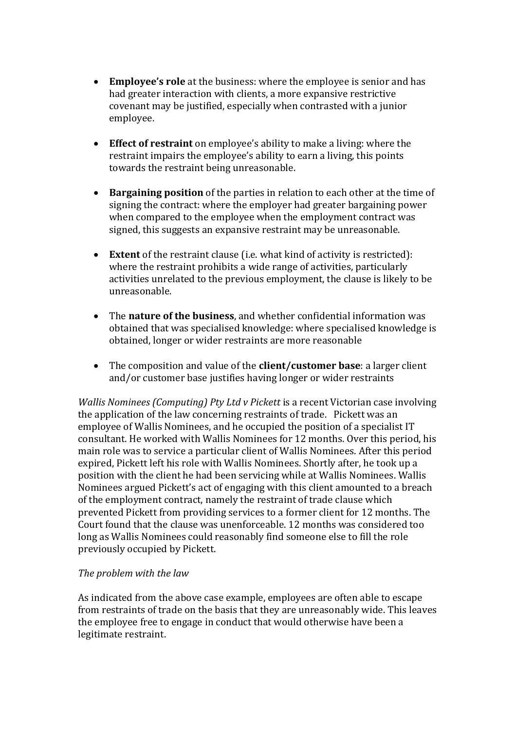- **Employee's role** at the business: where the employee is senior and has had greater interaction with clients, a more expansive restrictive covenant may be justified, especially when contrasted with a junior employee.

- **Effect of restraint** on employee's ability to make a living: where the restraint impairs the employee's ability to earn a living, this points towards the restraint being unreasonable.

- **Bargaining position** of the parties in relation to each other at the time of signing the contract: where the employer had greater bargaining power when compared to the employee when the employment contract was signed, this suggests an expansive restraint may be unreasonable.

- **Extent** of the restraint clause (i.e. what kind of activity is restricted): where the restraint prohibits a wide range of activities, particularly activities unrelated to the previous employment, the clause is likely to be unreasonable.

- The **nature of the business**, and whether confidential information was obtained that was specialised knowledge: where specialised knowledge is obtained, longer or wider restraints are more reasonable

- The composition and value of the **client/customer base**: a larger client and/or customer base justifies having longer or wider restraints

*Wallis Nominees (Computing) Pty Ltd v Pickett* is a recent Victorian case involving the application of the law concerning restraints of trade. Pickett was an employee of Wallis Nominees, and he occupied the position of a specialist IT consultant. He worked with Wallis Nominees for 12 months. Over this period, his main role was to service a particular client of Wallis Nominees. After this period expired, Pickett left his role with Wallis Nominees. Shortly after, he took up a position with the client he had been servicing while at Wallis Nominees. Wallis Nominees argued Pickett's act of engaging with this client amounted to a breach of the employment contract, namely the restraint of trade clause which prevented Pickett from providing services to a former client for 12 months. The Court found that the clause was unenforceable. 12 months was considered too long as Wallis Nominees could reasonably find someone else to fill the role previously occupied by Pickett.

*The problem with the law*

As indicated from the above case example, employees are often able to escape from restraints of trade on the basis that they are unreasonably wide. This leaves the employee free to engage in conduct that would otherwise have been a legitimate restraint.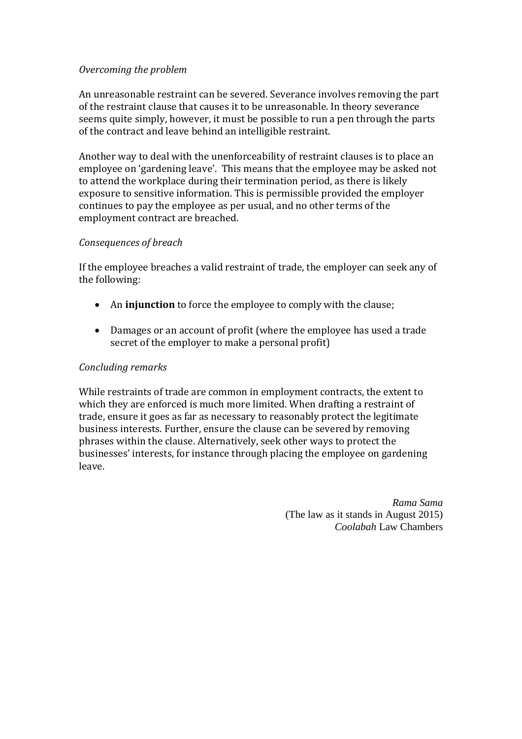*Overcoming the problem*

An unreasonable restraint can be severed. Severance involves removing the part of the restraint clause that causes it to be unreasonable. In theory severance seems quite simply, however, it must be possible to run a pen through the parts of the contract and leave behind an intelligible restraint.

Another way to deal with the unenforceability of restraint clauses is to place an employee on 'gardening leave'. This means that the employee may be asked not to attend the workplace during their termination period, as there is likely exposure to sensitive information. This is permissible provided the employer continues to pay the employee as per usual, and no other terms of the employment contract are breached.

*Consequences of breach*

If the employee breaches a valid restraint of trade, the employer can seek any of the following:

- An **injunction** to force the employee to comply with the clause;
- Damages or an account of profit (where the employee has used a trade secret of the employer to make a personal profit)

*Concluding remarks*

While restraints of trade are common in employment contracts, the extent to which they are enforced is much more limited. When drafting a restraint of trade, ensure it goes as far as necessary to reasonably protect the legitimate business interests. Further, ensure the clause can be severed by removing phrases within the clause. Alternatively, seek other ways to protect the businesses' interests, for instance through placing the employee on gardening leave.

*Rama Sama*
(The law as it stands in August 2015)
*Coolabah* Law Chambers